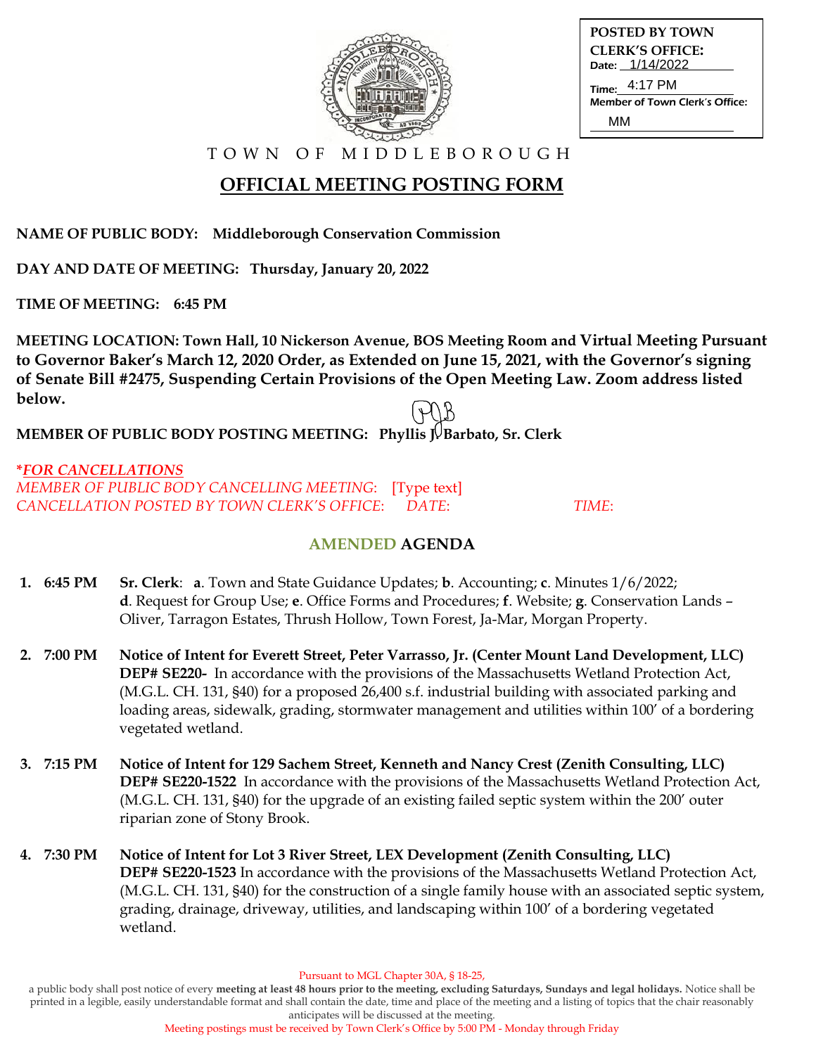POSTED BY TOWN CLERK'S OFFICE:
Date: 1/14/2022
Time: 4:17 PM
Member of Town Clerk's Office: MM

TOWN OF MIDDLEBOROUGH

# OFFICIAL MEETING POSTING FORM

**NAME OF PUBLIC BODY: Middleborough Conservation Commission**

**DAY AND DATE OF MEETING: Thursday, January 20, 2022**

**TIME OF MEETING: 6:45 PM**

**MEETING LOCATION: Town Hall, 10 Nickerson Avenue, BOS Meeting Room and Virtual Meeting Pursuant to Governor Baker's March 12, 2020 Order, as Extended on June 15, 2021, with the Governor's signing of Senate Bill #2475, Suspending Certain Provisions of the Open Meeting Law. Zoom address listed below.**

**MEMBER OF PUBLIC BODY POSTING MEETING: Phyllis J. Barbato, Sr. Clerk**

***FOR CANCELLATIONS***
*MEMBER OF PUBLIC BODY CANCELLING MEETING:* [Type text]
*CANCELLATION POSTED BY TOWN CLERK'S OFFICE: DATE: TIME:*

## AMENDED AGENDA

1. **6:45 PM** **Sr. Clerk**: **a**. Town and State Guidance Updates; **b**. Accounting; **c**. Minutes 1/6/2022; **d**. Request for Group Use; **e**. Office Forms and Procedures; **f**. Website; **g**. Conservation Lands – Oliver, Tarragon Estates, Thrush Hollow, Town Forest, Ja-Mar, Morgan Property.

2. **7:00 PM** **Notice of Intent for Everett Street, Peter Varrasso, Jr. (Center Mount Land Development, LLC) DEP# SE220-** In accordance with the provisions of the Massachusetts Wetland Protection Act, (M.G.L. CH. 131, §40) for a proposed 26,400 s.f. industrial building with associated parking and loading areas, sidewalk, grading, stormwater management and utilities within 100' of a bordering vegetated wetland.

3. **7:15 PM** **Notice of Intent for 129 Sachem Street, Kenneth and Nancy Crest (Zenith Consulting, LLC) DEP# SE220-1522** In accordance with the provisions of the Massachusetts Wetland Protection Act, (M.G.L. CH. 131, §40) for the upgrade of an existing failed septic system within the 200' outer riparian zone of Stony Brook.

4. **7:30 PM** **Notice of Intent for Lot 3 River Street, LEX Development (Zenith Consulting, LLC) DEP# SE220-1523** In accordance with the provisions of the Massachusetts Wetland Protection Act, (M.G.L. CH. 131, §40) for the construction of a single family house with an associated septic system, grading, drainage, driveway, utilities, and landscaping within 100' of a bordering vegetated wetland.

Pursuant to MGL Chapter 30A, § 18-25,
a public body shall post notice of every **meeting at least 48 hours prior to the meeting, excluding Saturdays, Sundays and legal holidays.** Notice shall be printed in a legible, easily understandable format and shall contain the date, time and place of the meeting and a listing of topics that the chair reasonably anticipates will be discussed at the meeting.
Meeting postings must be received by Town Clerk's Office by 5:00 PM - Monday through Friday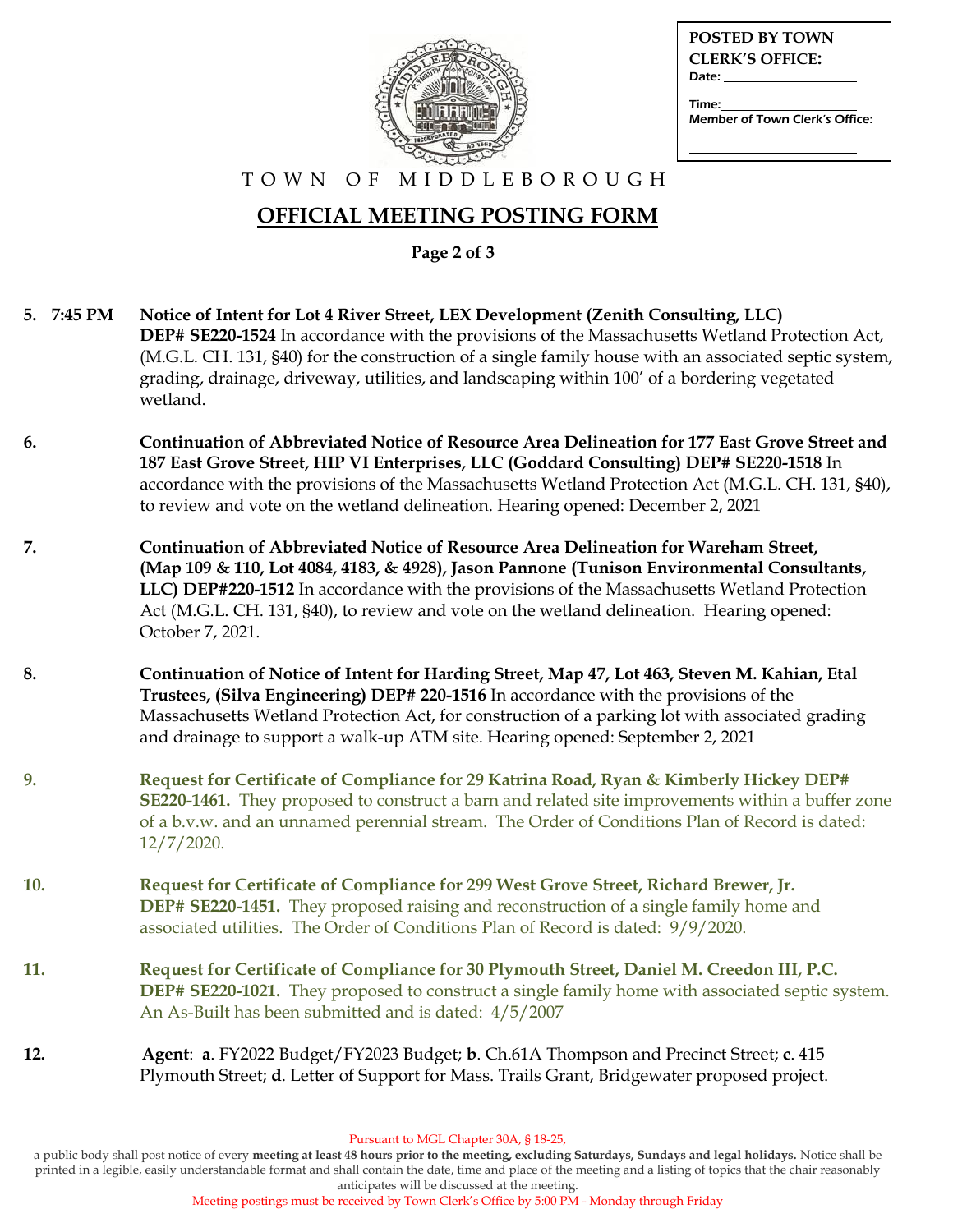POSTED BY TOWN CLERK'S OFFICE:
Date: ____________
Time: ____________
Member of Town Clerk's Office: ____________

# TOWN OF MIDDLEBOROUGH

## OFFICIAL MEETING POSTING FORM

**Page 2 of 3**

**5. 7:45 PM** **Notice of Intent for Lot 4 River Street, LEX Development (Zenith Consulting, LLC) DEP# SE220-1524** In accordance with the provisions of the Massachusetts Wetland Protection Act, (M.G.L. CH. 131, §40) for the construction of a single family house with an associated septic system, grading, drainage, driveway, utilities, and landscaping within 100' of a bordering vegetated wetland.

**6.** **Continuation of Abbreviated Notice of Resource Area Delineation for 177 East Grove Street and 187 East Grove Street, HIP VI Enterprises, LLC (Goddard Consulting) DEP# SE220-1518** In accordance with the provisions of the Massachusetts Wetland Protection Act (M.G.L. CH. 131, §40), to review and vote on the wetland delineation. Hearing opened: December 2, 2021

**7.** **Continuation of Abbreviated Notice of Resource Area Delineation for Wareham Street, (Map 109 & 110, Lot 4084, 4183, & 4928), Jason Pannone (Tunison Environmental Consultants, LLC) DEP#220-1512** In accordance with the provisions of the Massachusetts Wetland Protection Act (M.G.L. CH. 131, §40), to review and vote on the wetland delineation. Hearing opened: October 7, 2021.

**8.** **Continuation of Notice of Intent for Harding Street, Map 47, Lot 463, Steven M. Kahian, Etal Trustees, (Silva Engineering) DEP# 220-1516** In accordance with the provisions of the Massachusetts Wetland Protection Act, for construction of a parking lot with associated grading and drainage to support a walk-up ATM site. Hearing opened: September 2, 2021

**9.** **Request for Certificate of Compliance for 29 Katrina Road, Ryan & Kimberly Hickey DEP# SE220-1461.** They proposed to construct a barn and related site improvements within a buffer zone of a b.v.w. and an unnamed perennial stream. The Order of Conditions Plan of Record is dated: 12/7/2020.

**10.** **Request for Certificate of Compliance for 299 West Grove Street, Richard Brewer, Jr. DEP# SE220-1451.** They proposed raising and reconstruction of a single family home and associated utilities. The Order of Conditions Plan of Record is dated: 9/9/2020.

**11.** **Request for Certificate of Compliance for 30 Plymouth Street, Daniel M. Creedon III, P.C. DEP# SE220-1021.** They proposed to construct a single family home with associated septic system. An As-Built has been submitted and is dated: 4/5/2007

**12.** **Agent**: **a**. FY2022 Budget/FY2023 Budget; **b**. Ch.61A Thompson and Precinct Street; **c**. 415 Plymouth Street; **d**. Letter of Support for Mass. Trails Grant, Bridgewater proposed project.

Pursuant to MGL Chapter 30A, § 18-25,
a public body shall post notice of every **meeting at least 48 hours prior to the meeting, excluding Saturdays, Sundays and legal holidays.** Notice shall be printed in a legible, easily understandable format and shall contain the date, time and place of the meeting and a listing of topics that the chair reasonably anticipates will be discussed at the meeting.
Meeting postings must be received by Town Clerk's Office by 5:00 PM - Monday through Friday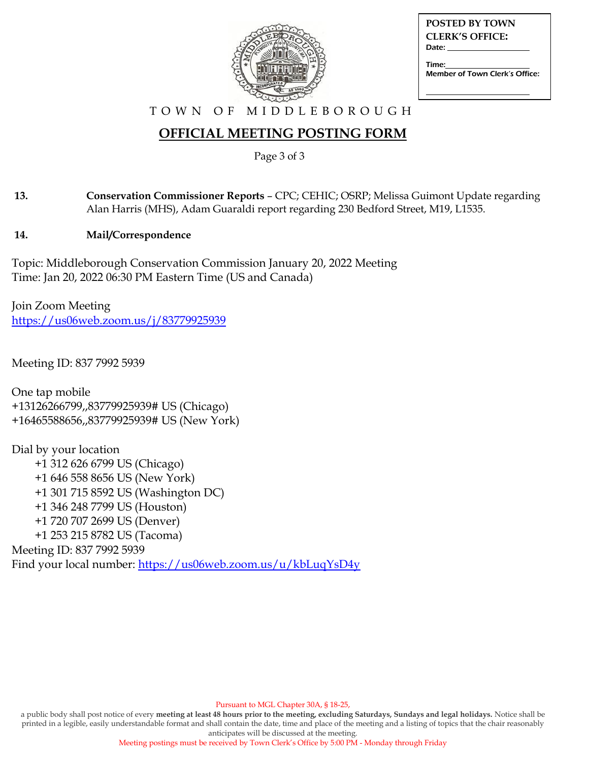POSTED BY TOWN CLERK'S OFFICE:
Date: ____________
Time: ____________
Member of Town Clerk's Office:
____________

TOWN OF MIDDLEBOROUGH

# OFFICIAL MEETING POSTING FORM

**13.** **Conservation Commissioner Reports** – CPC; CEHIC; OSRP; Melissa Guimont Update regarding Alan Harris (MHS), Adam Guaraldi report regarding 230 Bedford Street, M19, L1535.

**14.** **Mail/Correspondence**

Topic: Middleborough Conservation Commission January 20, 2022 Meeting
Time: Jan 20, 2022 06:30 PM Eastern Time (US and Canada)

Join Zoom Meeting
https://us06web.zoom.us/j/83779925939

Meeting ID: 837 7992 5939

One tap mobile
+13126266799,,83779925939# US (Chicago)
+16465588656,,83779925939# US (New York)

Dial by your location
+1 312 626 6799 US (Chicago)
+1 646 558 8656 US (New York)
+1 301 715 8592 US (Washington DC)
+1 346 248 7799 US (Houston)
+1 720 707 2699 US (Denver)
+1 253 215 8782 US (Tacoma)
Meeting ID: 837 7992 5939
Find your local number: https://us06web.zoom.us/u/kbLuqYsD4y

Pursuant to MGL Chapter 30A, § 18-25,
a public body shall post notice of every **meeting at least 48 hours prior to the meeting, excluding Saturdays, Sundays and legal holidays.** Notice shall be printed in a legible, easily understandable format and shall contain the date, time and place of the meeting and a listing of topics that the chair reasonably anticipates will be discussed at the meeting.
Meeting postings must be received by Town Clerk's Office by 5:00 PM - Monday through Friday